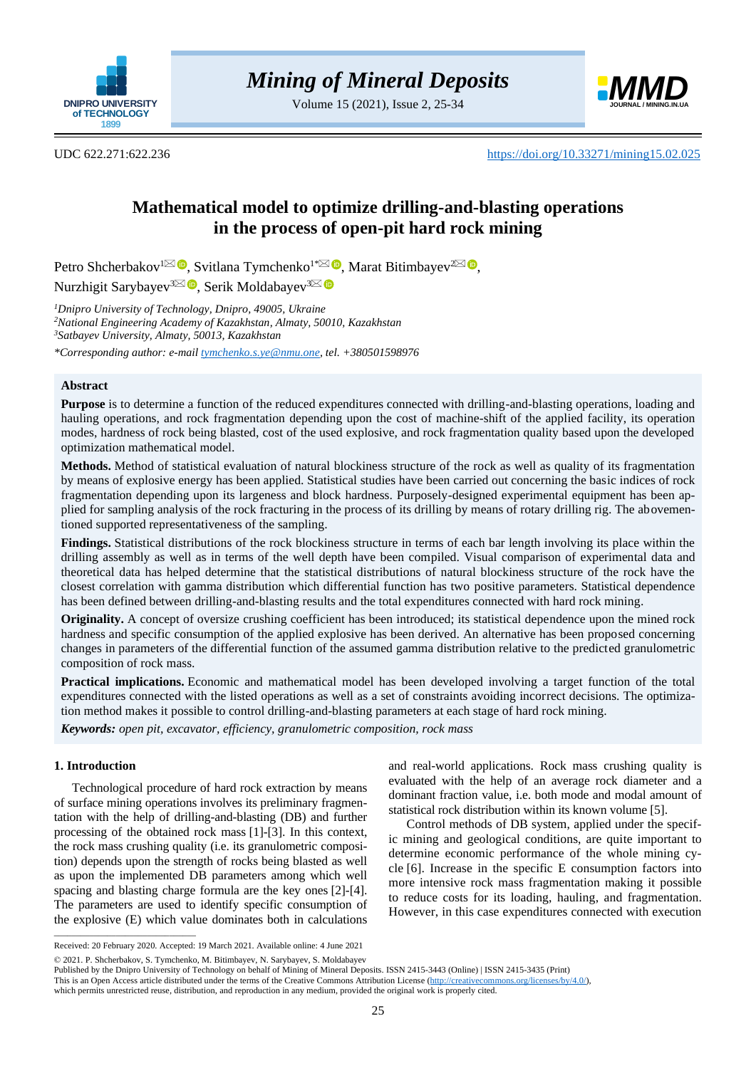UDC 622.271:622.236 https://doi.org/10.33271/mining15.02.025

# Mathematical model to optimize drilling-and-blasting operations in the process of open-pit hard rock mining

Petro Shcherbakov[1], Svitlana Tymchenko[1*], Marat Bitimbayev[2], Nurzhigit Sarybayev[3], Serik Moldabayev[3]

*[1]Dnipro University of Technology, Dnipro, 49005, Ukraine*
*[2]National Engineering Academy of Kazakhstan, Almaty, 50010, Kazakhstan*
*[3]Satbayev University, Almaty, 50013, Kazakhstan*
*\*Corresponding author: e-mail tymchenko.s.ye@nmu.one, tel. +380501598976*

## Abstract

**Purpose** is to determine a function of the reduced expenditures connected with drilling-and-blasting operations, loading and hauling operations, and rock fragmentation depending upon the cost of machine-shift of the applied facility, its operation modes, hardness of rock being blasted, cost of the used explosive, and rock fragmentation quality based upon the developed optimization mathematical model.

**Methods.** Method of statistical evaluation of natural blockiness structure of the rock as well as quality of its fragmentation by means of explosive energy has been applied. Statistical studies have been carried out concerning the basic indices of rock fragmentation depending upon its largeness and block hardness. Purposely-designed experimental equipment has been applied for sampling analysis of the rock fracturing in the process of its drilling by means of rotary drilling rig. The abovementioned supported representativeness of the sampling.

**Findings.** Statistical distributions of the rock blockiness structure in terms of each bar length involving its place within the drilling assembly as well as in terms of the well depth have been compiled. Visual comparison of experimental data and theoretical data has helped determine that the statistical distributions of natural blockiness structure of the rock have the closest correlation with gamma distribution which differential function has two positive parameters. Statistical dependence has been defined between drilling-and-blasting results and the total expenditures connected with hard rock mining.

**Originality.** A concept of oversize crushing coefficient has been introduced; its statistical dependence upon the mined rock hardness and specific consumption of the applied explosive has been derived. An alternative has been proposed concerning changes in parameters of the differential function of the assumed gamma distribution relative to the predicted granulometric composition of rock mass.

**Practical implications.** Economic and mathematical model has been developed involving a target function of the total expenditures connected with the listed operations as well as a set of constraints avoiding incorrect decisions. The optimization method makes it possible to control drilling-and-blasting parameters at each stage of hard rock mining.

***Keywords:*** *open pit, excavator, efficiency, granulometric composition, rock mass*

## 1. Introduction

Technological procedure of hard rock extraction by means of surface mining operations involves its preliminary fragmentation with the help of drilling-and-blasting (DB) and further processing of the obtained rock mass [1]-[3]. In this context, the rock mass crushing quality (i.e. its granulometric composition) depends upon the strength of rocks being blasted as well as upon the implemented DB parameters among which well spacing and blasting charge formula are the key ones [2]-[4]. The parameters are used to identify specific consumption of the explosive (E) which value dominates both in calculations and real-world applications. Rock mass crushing quality is evaluated with the help of an average rock diameter and a dominant fraction value, i.e. both mode and modal amount of statistical rock distribution within its known volume [5].

Control methods of DB system, applied under the specific mining and geological conditions, are quite important to determine economic performance of the whole mining cycle [6]. Increase in the specific E consumption factors into more intensive rock mass fragmentation making it possible to reduce costs for its loading, hauling, and fragmentation. However, in this case expenditures connected with execution

---

Received: 20 February 2020. Accepted: 19 March 2021. Available online: 4 June 2021

© 2021. P. Shcherbakov, S. Tymchenko, M. Bitimbayev, N. Sarybayev, S. Moldabayev
Published by the Dnipro University of Technology on behalf of Mining of Mineral Deposits. ISSN 2415-3443 (Online) | ISSN 2415-3435 (Print)
This is an Open Access article distributed under the terms of the Creative Commons Attribution License (http://creativecommons.org/licenses/by/4.0/), which permits unrestricted reuse, distribution, and reproduction in any medium, provided the original work is properly cited.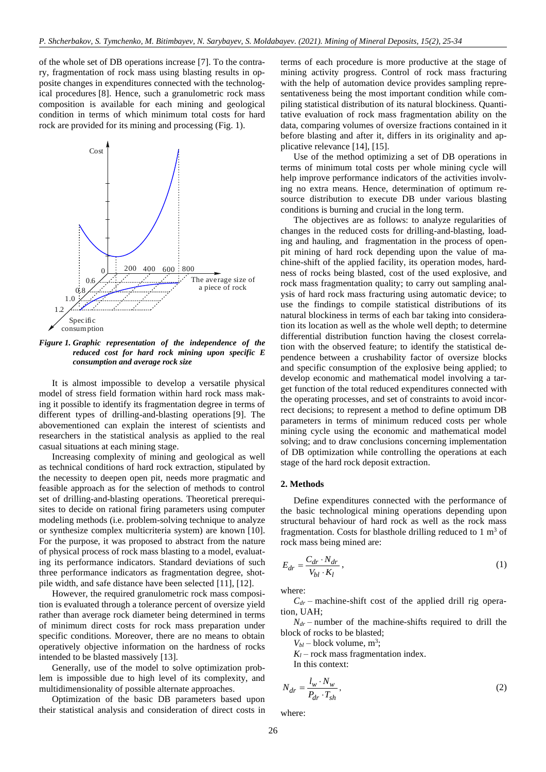of the whole set of DB operations increase [7]. To the contrary, fragmentation of rock mass using blasting results in opposite changes in expenditures connected with the technological procedures [8]. Hence, such a granulometric rock mass composition is available for each mining and geological condition in terms of which minimum total costs for hard rock are provided for its mining and processing (Fig. 1).

*Figure 1. Graphic representation of the independence of the reduced cost for hard rock mining upon specific E consumption and average rock size*

It is almost impossible to develop a versatile physical model of stress field formation within hard rock mass making it possible to identify its fragmentation degree in terms of different types of drilling-and-blasting operations [9]. The abovementioned can explain the interest of scientists and researchers in the statistical analysis as applied to the real casual situations at each mining stage.

Increasing complexity of mining and geological as well as technical conditions of hard rock extraction, stipulated by the necessity to deepen open pit, needs more pragmatic and feasible approach as for the selection of methods to control set of drilling-and-blasting operations. Theoretical prerequisites to decide on rational firing parameters using computer modeling methods (i.e. problem-solving technique to analyze or synthesize complex multicriteria system) are known [10]. For the purpose, it was proposed to abstract from the nature of physical process of rock mass blasting to a model, evaluating its performance indicators. Standard deviations of such three performance indicators as fragmentation degree, shotpile width, and safe distance have been selected [11], [12].

However, the required granulometric rock mass composition is evaluated through a tolerance percent of oversize yield rather than average rock diameter being determined in terms of minimum direct costs for rock mass preparation under specific conditions. Moreover, there are no means to obtain operatively objective information on the hardness of rocks intended to be blasted massively [13].

Generally, use of the model to solve optimization problem is impossible due to high level of its complexity, and multidimensionality of possible alternate approaches.

Optimization of the basic DB parameters based upon their statistical analysis and consideration of direct costs in terms of each procedure is more productive at the stage of mining activity progress. Control of rock mass fracturing with the help of automation device provides sampling representativeness being the most important condition while compiling statistical distribution of its natural blockiness. Quantitative evaluation of rock mass fragmentation ability on the data, comparing volumes of oversize fractions contained in it before blasting and after it, differs in its originality and applicative relevance [14], [15].

Use of the method optimizing a set of DB operations in terms of minimum total costs per whole mining cycle will help improve performance indicators of the activities involving no extra means. Hence, determination of optimum resource distribution to execute DB under various blasting conditions is burning and crucial in the long term.

The objectives are as follows: to analyze regularities of changes in the reduced costs for drilling-and-blasting, loading and hauling, and fragmentation in the process of open-pit mining of hard rock depending upon the value of machine-shift of the applied facility, its operation modes, hardness of rocks being blasted, cost of the used explosive, and rock mass fragmentation quality; to carry out sampling analysis of hard rock mass fracturing using automatic device; to use the findings to compile statistical distributions of its natural blockiness in terms of each bar taking into consideration its location as well as the whole well depth; to determine differential distribution function having the closest correlation with the observed feature; to identify the statistical dependence between a crushability factor of oversize blocks and specific consumption of the explosive being applied; to develop economic and mathematical model involving a target function of the total reduced expenditures connected with the operating processes, and set of constraints to avoid incorrect decisions; to represent a method to define optimum DB parameters in terms of minimum reduced costs per whole mining cycle using the economic and mathematical model solving; and to draw conclusions concerning implementation of DB optimization while controlling the operations at each stage of the hard rock deposit extraction.

## 2. Methods

Define expenditures connected with the performance of the basic technological mining operations depending upon structural behaviour of hard rock as well as the rock mass fragmentation. Costs for blasthole drilling reduced to 1 m$^3$ of rock mass being mined are:

$$E_{dr} = \frac{C_{dr} \cdot N_{dr}}{V_{bl} \cdot K_l}, \tag{1}$$

where:

$C_{dr}$ – machine-shift cost of the applied drill rig operation, UAH;

$N_{dr}$ – number of the machine-shifts required to drill the block of rocks to be blasted;

$V_{bl}$ – block volume, m$^3$;

$K_l$ – rock mass fragmentation index.

In this context:

$$N_{dr} = \frac{l_w \cdot N_w}{P_{dr} \cdot T_{sh}}, \tag{2}$$

where: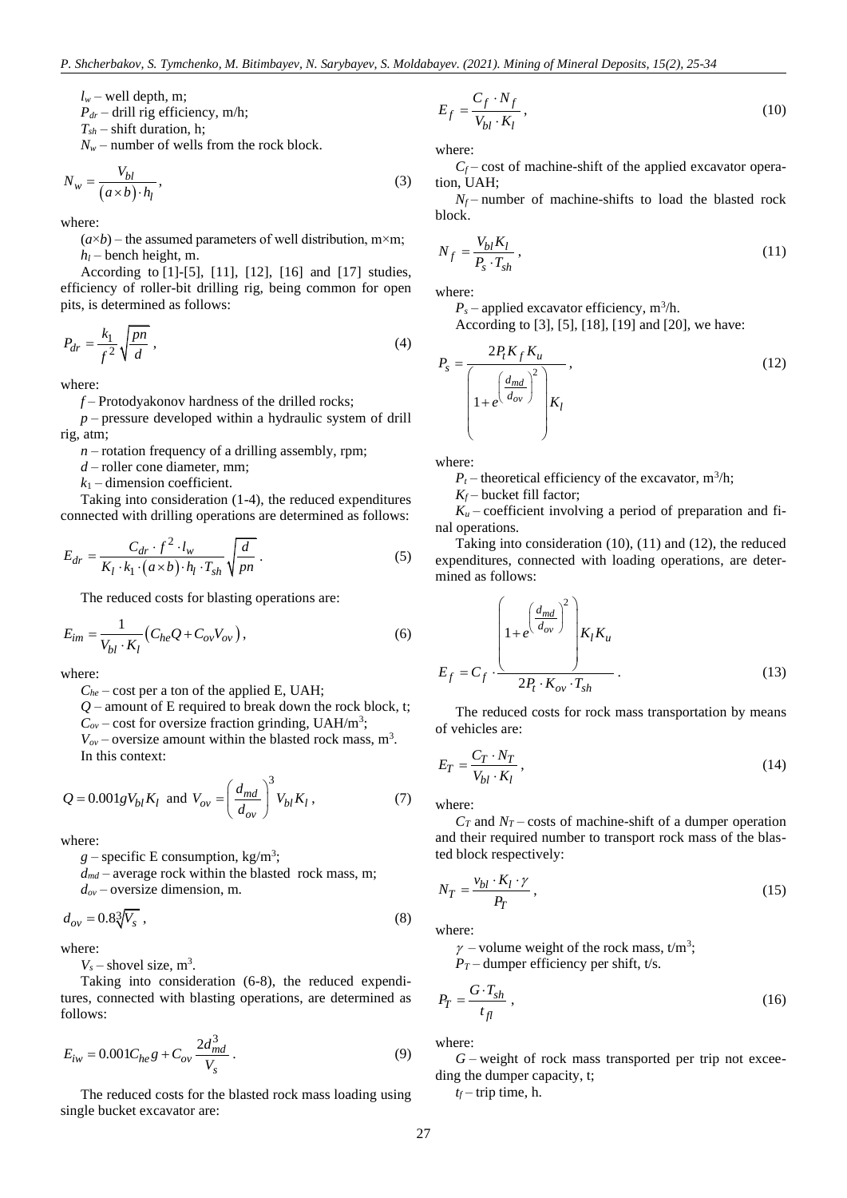$l_w$ – well depth, m;

$P_{dr}$ – drill rig efficiency, m/h;

$T_{sh}$ – shift duration, h;

$N_w$ – number of wells from the rock block.

$$N_w = \frac{V_{bl}}{(a \times b) \cdot h_l}, \tag{3}$$

where:

$(a \times b)$ – the assumed parameters of well distribution, m×m;

$h_l$ – bench height, m.

According to [1]-[5], [11], [12], [16] and [17] studies, efficiency of roller-bit drilling rig, being common for open pits, is determined as follows:

$$P_{dr} = \frac{k_1}{f^2} \sqrt{\frac{pn}{d}}, \tag{4}$$

where:

$f$ – Protodyakonov hardness of the drilled rocks;

$p$ – pressure developed within a hydraulic system of drill rig, atm;

$n$ – rotation frequency of a drilling assembly, rpm;

$d$ – roller cone diameter, mm;

$k_1$ – dimension coefficient.

Taking into consideration (1-4), the reduced expenditures connected with drilling operations are determined as follows:

$$E_{dr} = \frac{C_{dr} \cdot f^2 \cdot l_w}{K_l \cdot k_1 \cdot (a \times b) \cdot h_l \cdot T_{sh}} \sqrt{\frac{d}{pn}}. \tag{5}$$

The reduced costs for blasting operations are:

$$E_{im} = \frac{1}{V_{bl} \cdot K_l} \left( C_{he} Q + C_{ov} V_{ov} \right), \tag{6}$$

where:

$C_{he}$ – cost per a ton of the applied E, UAH;

$Q$ – amount of E required to break down the rock block, t;

$C_{ov}$ – cost for oversize fraction grinding, UAH/m$^3$;

$V_{ov}$ – oversize amount within the blasted rock mass, m$^3$.

In this context:

$$Q = 0.001 g V_{bl} K_l \text{ and } V_{ov} = \left( \frac{d_{md}}{d_{ov}} \right)^3 V_{bl} K_l, \tag{7}$$

where:

$g$ – specific E consumption, kg/m$^3$;

$d_{md}$ – average rock within the blasted rock mass, m;

$d_{ov}$ – oversize dimension, m.

$$d_{ov} = 0.8 \sqrt[3]{V_s}, \tag{8}$$

where:

$V_s$ – shovel size, m$^3$.

Taking into consideration (6-8), the reduced expenditures, connected with blasting operations, are determined as follows:

$$E_{iw} = 0.001 C_{he} g + C_{ov} \frac{2 d_{md}^3}{V_s}. \tag{9}$$

The reduced costs for the blasted rock mass loading using single bucket excavator are:

$$E_f = \frac{C_f \cdot N_f}{V_{bl} \cdot K_l}, \tag{10}$$

where:

$C_f$ – cost of machine-shift of the applied excavator operation, UAH;

$N_f$ – number of machine-shifts to load the blasted rock block.

$$N_f = \frac{V_{bl} K_l}{P_s \cdot T_{sh}}, \tag{11}$$

where:

$P_s$ – applied excavator efficiency, m$^3$/h.

According to [3], [5], [18], [19] and [20], we have:

$$P_s = \frac{2 P_t K_f K_u}{\left( 1 + e^{\left( \frac{d_{md}}{d_{ov}} \right)^2} \right) K_l}, \tag{12}$$

where:

$P_t$ – theoretical efficiency of the excavator, m$^3$/h;

$K_f$ – bucket fill factor;

$K_u$ – coefficient involving a period of preparation and final operations.

Taking into consideration (10), (11) and (12), the reduced expenditures, connected with loading operations, are determined as follows:

$$E_f = C_f \cdot \frac{\left( 1 + e^{\left( \frac{d_{md}}{d_{ov}} \right)^2} \right) K_l K_u}{2 P_t \cdot K_{ov} \cdot T_{sh}}. \tag{13}$$

The reduced costs for rock mass transportation by means of vehicles are:

$$E_T = \frac{C_T \cdot N_T}{V_{bl} \cdot K_l}, \tag{14}$$

where:

$C_T$ and $N_T$ – costs of machine-shift of a dumper operation and their required number to transport rock mass of the blasted block respectively:

$$N_T = \frac{v_{bl} \cdot K_l \cdot \gamma}{P_T}, \tag{15}$$

where:

$\gamma$ – volume weight of the rock mass, t/m$^3$;

$P_T$ – dumper efficiency per shift, t/s.

$$P_T = \frac{G \cdot T_{sh}}{t_{fl}}, \tag{16}$$

where:

$G$ – weight of rock mass transported per trip not exceeding the dumper capacity, t;

$t_f$ – trip time, h.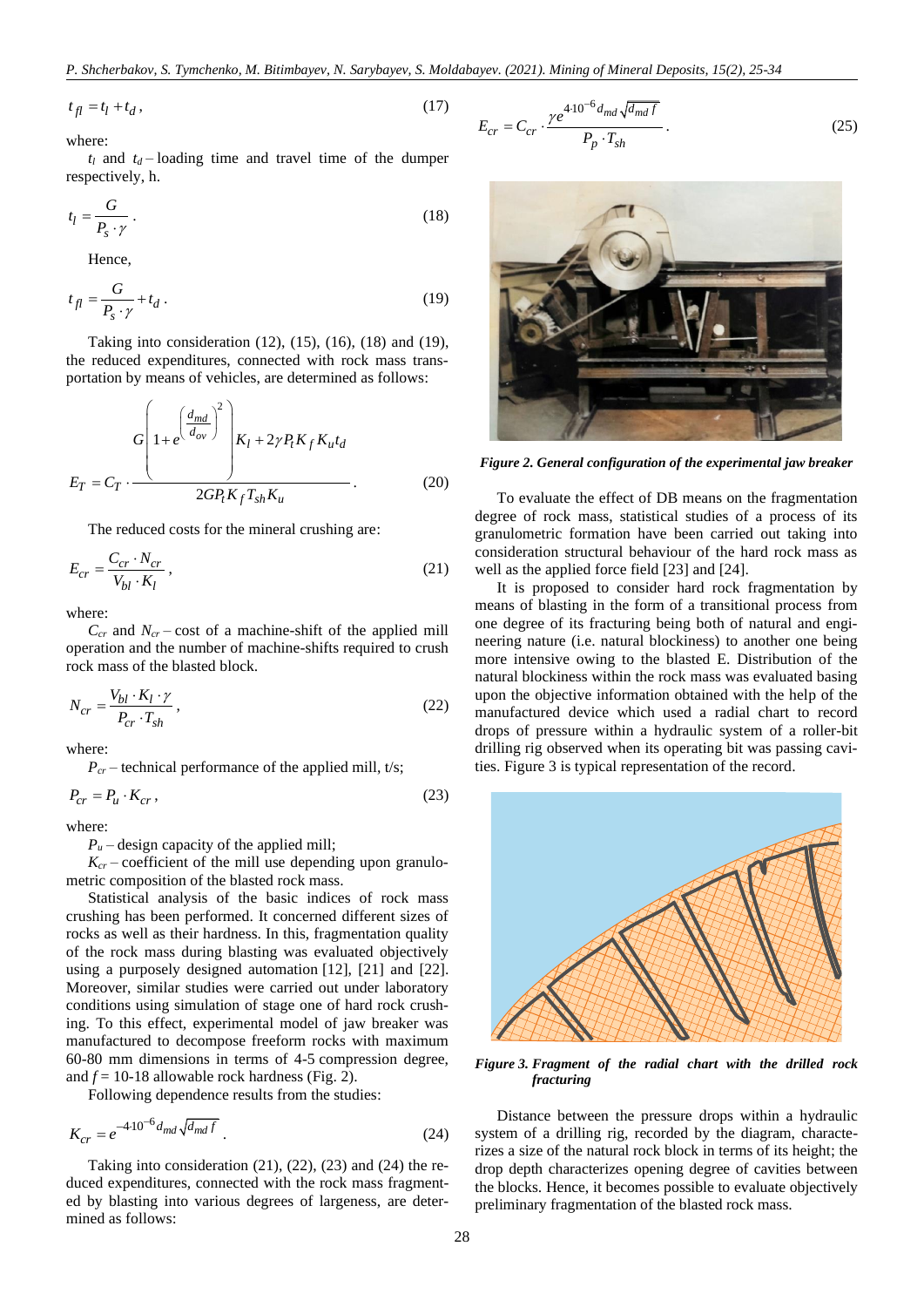$$t_{fl} = t_l + t_d\,, \tag{17}$$

where:

$t_l$ and $t_d$ – loading time and travel time of the dumper respectively, h.

$$t_l = \frac{G}{P_s \cdot \gamma}\,. \tag{18}$$

Hence,

$$t_{fl} = \frac{G}{P_s \cdot \gamma} + t_d\,. \tag{19}$$

Taking into consideration (12), (15), (16), (18) and (19), the reduced expenditures, connected with rock mass transportation by means of vehicles, are determined as follows:

$$E_T = C_T \cdot \frac{G\left(1 + e^{\left(\frac{d_{md}}{d_{ov}}\right)^2}\right) K_l + 2\gamma P_t K_f K_u t_d}{2GP_t K_f T_{sh} K_u}\,. \tag{20}$$

The reduced costs for the mineral crushing are:

$$E_{cr} = \frac{C_{cr} \cdot N_{cr}}{V_{bl} \cdot K_l}\,, \tag{21}$$

where:

$C_{cr}$ and $N_{cr}$ – cost of a machine-shift of the applied mill operation and the number of machine-shifts required to crush rock mass of the blasted block.

$$N_{cr} = \frac{V_{bl} \cdot K_l \cdot \gamma}{P_{cr} \cdot T_{sh}}\,, \tag{22}$$

where:

$P_{cr}$ – technical performance of the applied mill, t/s;

$$P_{cr} = P_u \cdot K_{cr}\,, \tag{23}$$

where:

$P_u$ – design capacity of the applied mill;

$K_{cr}$ – coefficient of the mill use depending upon granulometric composition of the blasted rock mass.

Statistical analysis of the basic indices of rock mass crushing has been performed. It concerned different sizes of rocks as well as their hardness. In this, fragmentation quality of the rock mass during blasting was evaluated objectively using a purposely designed automation [12], [21] and [22]. Moreover, similar studies were carried out under laboratory conditions using simulation of stage one of hard rock crushing. To this effect, experimental model of jaw breaker was manufactured to decompose freeform rocks with maximum 60-80 mm dimensions in terms of 4-5 compression degree, and $f$ = 10-18 allowable rock hardness (Fig. 2).

Following dependence results from the studies:

$$K_{cr} = e^{-4 \cdot 10^{-6} d_{md} \sqrt{d_{md} f}}\,. \tag{24}$$

Taking into consideration (21), (22), (23) and (24) the reduced expenditures, connected with the rock mass fragmented by blasting into various degrees of largeness, are determined as follows:

$$E_{cr} = C_{cr} \cdot \frac{\gamma e^{4 \cdot 10^{-6} d_{md} \sqrt{d_{md} f}}}{P_p \cdot T_{sh}}\,. \tag{25}$$

*Figure 2. General configuration of the experimental jaw breaker*

To evaluate the effect of DB means on the fragmentation degree of rock mass, statistical studies of a process of its granulometric formation have been carried out taking into consideration structural behaviour of the hard rock mass as well as the applied force field [23] and [24].

It is proposed to consider hard rock fragmentation by means of blasting in the form of a transitional process from one degree of its fracturing being both of natural and engineering nature (i.e. natural blockiness) to another one being more intensive owing to the blasted E. Distribution of the natural blockiness within the rock mass was evaluated basing upon the objective information obtained with the help of the manufactured device which used a radial chart to record drops of pressure within a hydraulic system of a roller-bit drilling rig observed when its operating bit was passing cavities. Figure 3 is typical representation of the record.

*Figure 3. Fragment of the radial chart with the drilled rock fracturing*

Distance between the pressure drops within a hydraulic system of a drilling rig, recorded by the diagram, characterizes a size of the natural rock block in terms of its height; the drop depth characterizes opening degree of cavities between the blocks. Hence, it becomes possible to evaluate objectively preliminary fragmentation of the blasted rock mass.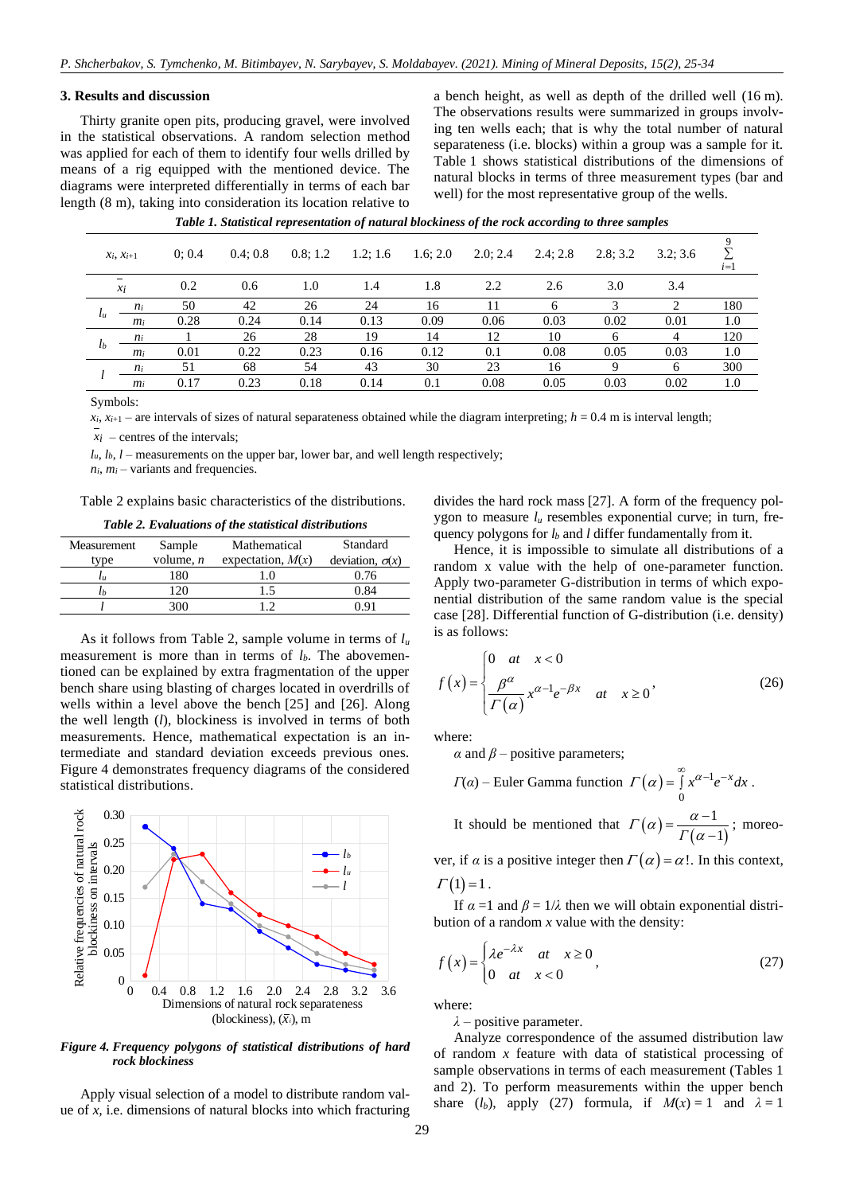## 3. Results and discussion

Thirty granite open pits, producing gravel, were involved in the statistical observations. A random selection method was applied for each of them to identify four wells drilled by means of a rig equipped with the mentioned device. The diagrams were interpreted differentially in terms of each bar length (8 m), taking into consideration its location relative to a bench height, as well as depth of the drilled well (16 m). The observations results were summarized in groups involving ten wells each; that is why the total number of natural separateness (i.e. blocks) within a group was a sample for it. Table 1 shows statistical distributions of the dimensions of natural blocks in terms of three measurement types (bar and well) for the most representative group of the wells.

***Table 1. Statistical representation of natural blockiness of the rock according to three samples***

| $x_i$, $x_{i+1}$ | | 0; 0.4 | 0.4; 0.8 | 0.8; 1.2 | 1.2; 1.6 | 1.6; 2.0 | 2.0; 2.4 | 2.4; 2.8 | 2.8; 3.2 | 3.2; 3.6 | $\sum_{i=1}^{9}$ |
|---|---|---|---|---|---|---|---|---|---|---|---|
| $\bar{x}_i$ | | 0.2 | 0.6 | 1.0 | 1.4 | 1.8 | 2.2 | 2.6 | 3.0 | 3.4 | |
| $l_u$ | $n_i$ | 50 | 42 | 26 | 24 | 16 | 11 | 6 | 3 | 2 | 180 |
| | $m_i$ | 0.28 | 0.24 | 0.14 | 0.13 | 0.09 | 0.06 | 0.03 | 0.02 | 0.01 | 1.0 |
| $l_b$ | $n_i$ | 1 | 26 | 28 | 19 | 14 | 12 | 10 | 6 | 4 | 120 |
| | $m_i$ | 0.01 | 0.22 | 0.23 | 0.16 | 0.12 | 0.1 | 0.08 | 0.05 | 0.03 | 1.0 |
| $l$ | $n_i$ | 51 | 68 | 54 | 43 | 30 | 23 | 16 | 9 | 6 | 300 |
| | $m_i$ | 0.17 | 0.23 | 0.18 | 0.14 | 0.1 | 0.08 | 0.05 | 0.03 | 0.02 | 1.0 |

Symbols:

$x_i$, $x_{i+1}$ – are intervals of sizes of natural separateness obtained while the diagram interpreting; $h$ = 0.4 m is interval length;

$\bar{x}_i$ – centres of the intervals;

$l_u$, $l_b$, $l$ – measurements on the upper bar, lower bar, and well length respectively;

$n_i$, $m_i$ – variants and frequencies.

Table 2 explains basic characteristics of the distributions.

***Table 2. Evaluations of the statistical distributions***

| Measurement type | Sample volume, $n$ | Mathematical expectation, $M(x)$ | Standard deviation, $\sigma(x)$ |
|---|---|---|---|
| $l_u$ | 180 | 1.0 | 0.76 |
| $l_b$ | 120 | 1.5 | 0.84 |
| $l$ | 300 | 1.2 | 0.91 |

As it follows from Table 2, sample volume in terms of $l_u$ measurement is more than in terms of $l_b$. The abovementioned can be explained by extra fragmentation of the upper bench share using blasting of charges located in overdrills of wells within a level above the bench [25] and [26]. Along the well length ($l$), blockiness is involved in terms of both measurements. Hence, mathematical expectation is an intermediate and standard deviation exceeds previous ones. Figure 4 demonstrates frequency diagrams of the considered statistical distributions.

***Figure 4. Frequency polygons of statistical distributions of hard rock blockiness***

Apply visual selection of a model to distribute random value of $x$, i.e. dimensions of natural blocks into which fracturing divides the hard rock mass [27]. A form of the frequency polygon to measure $l_u$ resembles exponential curve; in turn, frequency polygons for $l_b$ and $l$ differ fundamentally from it.

Hence, it is impossible to simulate all distributions of a random x value with the help of one-parameter function. Apply two-parameter G-distribution in terms of which exponential distribution of the same random value is the special case [28]. Differential function of G-distribution (i.e. density) is as follows:

$$f(x)=\begin{cases}0 \quad at \quad x<0 \\ \dfrac{\beta^{\alpha}}{\Gamma(\alpha)}x^{\alpha-1}e^{-\beta x} \quad at \quad x\geq 0\end{cases}, \tag{26}$$

where:

$\alpha$ and $\beta$ – positive parameters;

$\Gamma(\alpha)$ – Euler Gamma function $\Gamma(\alpha)=\int_{0}^{\infty}x^{\alpha-1}e^{-x}dx$.

It should be mentioned that $\Gamma(\alpha)=\dfrac{\alpha-1}{\Gamma(\alpha-1)}$; moreover, if $\alpha$ is a positive integer then $\Gamma(\alpha)=\alpha!$. In this context, $\Gamma(1)=1$.

If $\alpha$ =1 and $\beta$ = 1/$\lambda$ then we will obtain exponential distribution of a random $x$ value with the density:

$$f(x)=\begin{cases}\lambda e^{-\lambda x} \quad at \quad x\geq 0 \\ 0 \quad at \quad x<0\end{cases}, \tag{27}$$

where:

$\lambda$ – positive parameter.

Analyze correspondence of the assumed distribution law of random $x$ feature with data of statistical processing of sample observations in terms of each measurement (Tables 1 and 2). To perform measurements within the upper bench share ($l_b$), apply (27) formula, if $M(x)$ = 1 and $\lambda$ = 1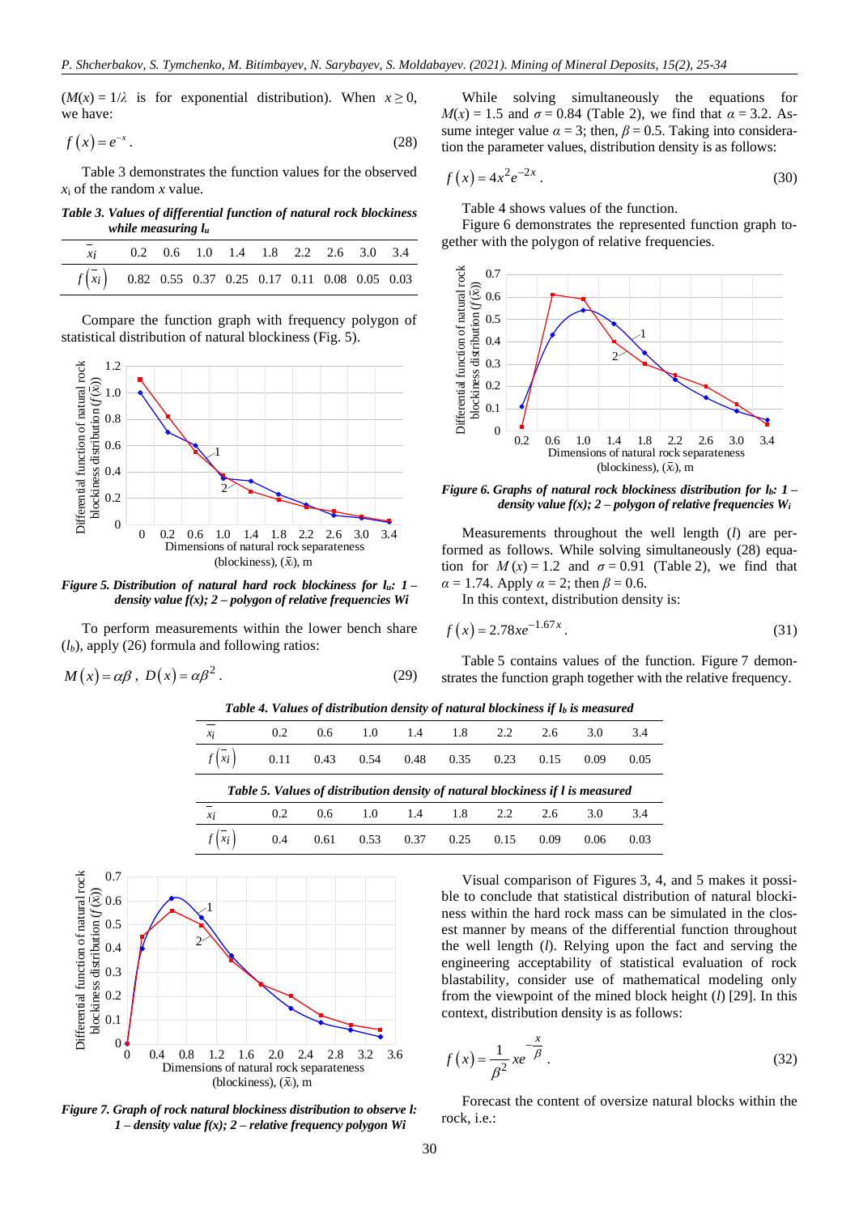($M(x) = 1/\lambda$ is for exponential distribution). When $x \geq 0$, we have:

$$f(x) = e^{-x}. \tag{28}$$

Table 3 demonstrates the function values for the observed $x_i$ of the random $x$ value.

***Table 3. Values of differential function of natural rock blockiness while measuring $l_u$***

| $\bar{x}_i$ | 0.2 | 0.6 | 1.0 | 1.4 | 1.8 | 2.2 | 2.6 | 3.0 | 3.4 |
|---|---|---|---|---|---|---|---|---|---|
| $f(\bar{x}_i)$ | 0.82 | 0.55 | 0.37 | 0.25 | 0.17 | 0.11 | 0.08 | 0.05 | 0.03 |

Compare the function graph with frequency polygon of statistical distribution of natural blockiness (Fig. 5).

***Figure 5. Distribution of natural hard rock blockiness for $l_u$: 1 – density value f(x); 2 – polygon of relative frequencies Wi***

To perform measurements within the lower bench share ($l_b$), apply (26) formula and following ratios:

$$M(x) = \alpha\beta, \; D(x) = \alpha\beta^2. \tag{29}$$

While solving simultaneously the equations for $M(x) = 1.5$ and $\sigma = 0.84$ (Table 2), we find that $\alpha = 3.2$. Assume integer value $\alpha = 3$; then, $\beta = 0.5$. Taking into consideration the parameter values, distribution density is as follows:

$$f(x) = 4x^2e^{-2x}. \tag{30}$$

Table 4 shows values of the function.

Figure 6 demonstrates the represented function graph together with the polygon of relative frequencies.

***Figure 6. Graphs of natural rock blockiness distribution for $l_b$: 1 – density value f(x); 2 – polygon of relative frequencies $W_i$***

Measurements throughout the well length ($l$) are performed as follows. While solving simultaneously (28) equation for $M(x) = 1.2$ and $\sigma = 0.91$ (Table 2), we find that $\alpha = 1.74$. Apply $\alpha = 2$; then $\beta = 0.6$.

In this context, distribution density is:

$$f(x) = 2.78xe^{-1.67x}. \tag{31}$$

Table 5 contains values of the function. Figure 7 demonstrates the function graph together with the relative frequency.

***Table 4. Values of distribution density of natural blockiness if $l_b$ is measured***

| $\bar{x}_i$ | 0.2 | 0.6 | 1.0 | 1.4 | 1.8 | 2.2 | 2.6 | 3.0 | 3.4 |
|---|---|---|---|---|---|---|---|---|---|
| $f(\bar{x}_i)$ | 0.11 | 0.43 | 0.54 | 0.48 | 0.35 | 0.23 | 0.15 | 0.09 | 0.05 |

***Table 5. Values of distribution density of natural blockiness if $l$ is measured***

| $\bar{x}_i$ | 0.2 | 0.6 | 1.0 | 1.4 | 1.8 | 2.2 | 2.6 | 3.0 | 3.4 |
|---|---|---|---|---|---|---|---|---|---|
| $f(\bar{x}_i)$ | 0.4 | 0.61 | 0.53 | 0.37 | 0.25 | 0.15 | 0.09 | 0.06 | 0.03 |

***Figure 7. Graph of rock natural blockiness distribution to observe l: 1 – density value f(x); 2 – relative frequency polygon Wi***

Visual comparison of Figures 3, 4, and 5 makes it possible to conclude that statistical distribution of natural blockiness within the hard rock mass can be simulated in the closest manner by means of the differential function throughout the well length ($l$). Relying upon the fact and serving the engineering acceptability of statistical evaluation of rock blastability, consider use of mathematical modeling only from the viewpoint of the mined block height ($l$) [29]. In this context, distribution density is as follows:

$$f(x) = \frac{1}{\beta^2}xe^{-\frac{x}{\beta}}. \tag{32}$$

Forecast the content of oversize natural blocks within the rock, i.e.: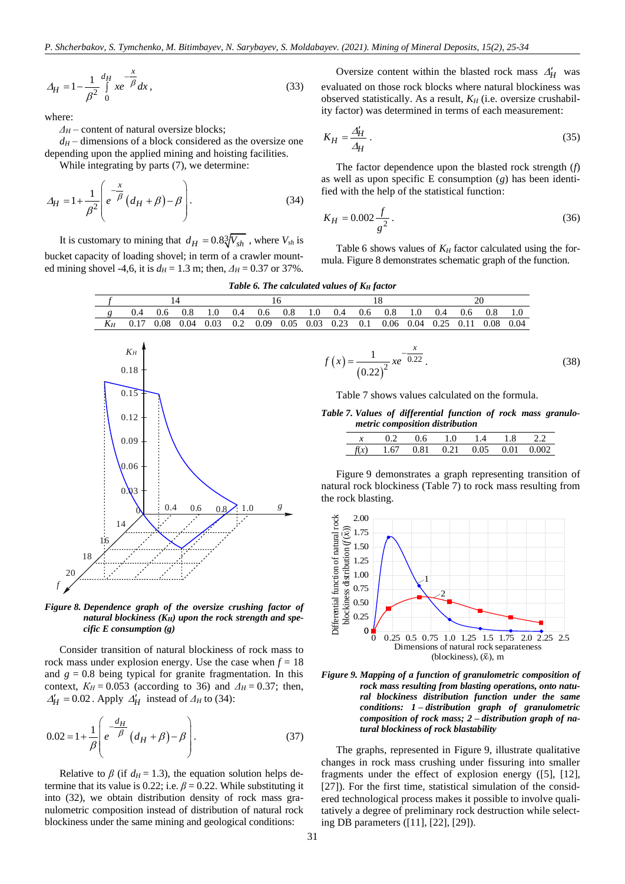$$\varDelta_H = 1 - \frac{1}{\beta^2} \int_0^{d_H} x e^{-\frac{x}{\beta}} dx, \tag{33}$$

where:

$\varDelta_H$ – content of natural oversize blocks;

$d_H$ – dimensions of a block considered as the oversize one depending upon the applied mining and hoisting facilities.

While integrating by parts (7), we determine:

$$\varDelta_H = 1 + \frac{1}{\beta^2}\left( e^{-\frac{x}{\beta}} \left(d_H + \beta\right) - \beta \right). \tag{34}$$

It is customary to mining that $d_H = 0.8\sqrt[3]{V_{sh}}$, where $V_{sh}$ is bucket capacity of loading shovel; in term of a crawler mounted mining shovel -4,6, it is $d_H = 1.3$ m; then, $\varDelta_H = 0.37$ or 37%.

Oversize content within the blasted rock mass $\varDelta'_H$ was evaluated on those rock blocks where natural blockiness was observed statistically. As a result, $K_H$ (i.e. oversize crushability factor) was determined in terms of each measurement:

$$K_H = \frac{\varDelta'_H}{\varDelta_H}. \tag{35}$$

The factor dependence upon the blasted rock strength ($f$) as well as upon specific E consumption ($g$) has been identified with the help of the statistical function:

$$K_H = 0.002\frac{f}{g^2}. \tag{36}$$

Table 6 shows values of $K_H$ factor calculated using the formula. Figure 8 demonstrates schematic graph of the function.

***Table 6. The calculated values of $K_H$ factor***

| $f$ | 14 | | | | 16 | | | | 18 | | | | 20 | | | |
|---|---|---|---|---|---|---|---|---|---|---|---|---|---|---|---|---|
| $g$ | 0.4 | 0.6 | 0.8 | 1.0 | 0.4 | 0.6 | 0.8 | 1.0 | 0.4 | 0.6 | 0.8 | 1.0 | 0.4 | 0.6 | 0.8 | 1.0 |
| $K_H$ | 0.17 | 0.08 | 0.04 | 0.03 | 0.2 | 0.09 | 0.05 | 0.03 | 0.23 | 0.1 | 0.06 | 0.04 | 0.25 | 0.11 | 0.08 | 0.04 |

***Figure 8. Dependence graph of the oversize crushing factor of natural blockiness ($K_H$) upon the rock strength and specific E consumption (g)***

Consider transition of natural blockiness of rock mass to rock mass under explosion energy. Use the case when $f = 18$ and $g = 0.8$ being typical for granite fragmentation. In this context, $K_H = 0.053$ (according to 36) and $\varDelta_H = 0.37$; then, $\varDelta'_H = 0.02$. Apply $\varDelta'_H$ instead of $\varDelta_H$ to (34):

$$0.02 = 1 + \frac{1}{\beta}\left( e^{-\frac{d_H}{\beta}} \left(d_H + \beta\right) - \beta \right). \tag{37}$$

Relative to $\beta$ (if $d_H = 1.3$), the equation solution helps determine that its value is 0.22; i.e. $\beta = 0.22$. While substituting it into (32), we obtain distribution density of rock mass granulometric composition instead of distribution of natural rock blockiness under the same mining and geological conditions:

$$f\left(x\right) = \frac{1}{\left(0.22\right)^2} x e^{-\frac{x}{0.22}}. \tag{38}$$

Table 7 shows values calculated on the formula.

***Table 7. Values of differential function of rock mass granulometric composition distribution***

| $x$ | 0.2 | 0.6 | 1.0 | 1.4 | 1.8 | 2.2 |
|---|---|---|---|---|---|---|
| $f(x)$ | 1.67 | 0.81 | 0.21 | 0.05 | 0.01 | 0.002 |

Figure 9 demonstrates a graph representing transition of natural rock blockiness (Table 7) to rock mass resulting from the rock blasting.

***Figure 9. Mapping of a function of granulometric composition of rock mass resulting from blasting operations, onto natural blockiness distribution function under the same conditions: 1 – distribution graph of granulometric composition of rock mass; 2 – distribution graph of natural blockiness of rock blastability***

The graphs, represented in Figure 9, illustrate qualitative changes in rock mass crushing under fissuring into smaller fragments under the effect of explosion energy ([5], [12], [27]). For the first time, statistical simulation of the considered technological process makes it possible to involve qualitatively a degree of preliminary rock destruction while selecting DB parameters ([11], [22], [29]).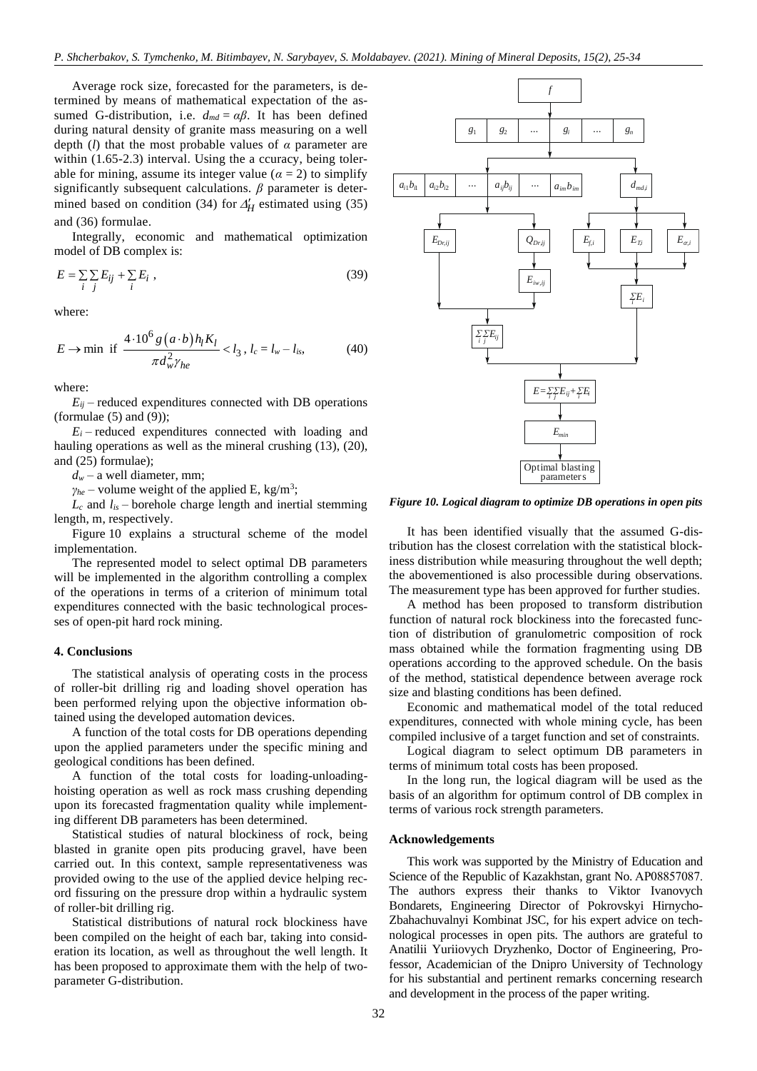Average rock size, forecasted for the parameters, is determined by means of mathematical expectation of the assumed G-distribution, i.e. $d_{md} = \alpha\beta$. It has been defined during natural density of granite mass measuring on a well depth ($l$) that the most probable values of $\alpha$ parameter are within (1.65-2.3) interval. Using the a ccuracy, being tolerable for mining, assume its integer value ($\alpha = 2$) to simplify significantly subsequent calculations. $\beta$ parameter is determined based on condition (34) for $\Delta'_H$ estimated using (35) and (36) formulae.

Integrally, economic and mathematical optimization model of DB complex is:

$$E = \sum_i \sum_j E_{ij} + \sum_i E_i \,, \tag{39}$$

where:

$$E \to \min \text{ if } \frac{4 \cdot 10^6 g\left(a \cdot b\right) h_l K_l}{\pi d_w^2 \gamma_{he}} < l_3 \,,\; l_c = l_w - l_{is}, \tag{40}$$

where:

$E_{ij}$ – reduced expenditures connected with DB operations (formulae (5) and (9));

$E_i$ – reduced expenditures connected with loading and hauling operations as well as the mineral crushing (13), (20), and (25) formulae);

$d_w$ – a well diameter, mm;

$\gamma_{he}$ – volume weight of the applied E, kg/m$^3$;

$L_c$ and $l_{is}$ – borehole charge length and inertial stemming length, m, respectively.

Figure 10 explains a structural scheme of the model implementation.

The represented model to select optimal DB parameters will be implemented in the algorithm controlling a complex of the operations in terms of a criterion of minimum total expenditures connected with the basic technological processes of open-pit hard rock mining.

## 4. Conclusions

The statistical analysis of operating costs in the process of roller-bit drilling rig and loading shovel operation has been performed relying upon the objective information obtained using the developed automation devices.

A function of the total costs for DB operations depending upon the applied parameters under the specific mining and geological conditions has been defined.

A function of the total costs for loading-unloading-hoisting operation as well as rock mass crushing depending upon its forecasted fragmentation quality while implementing different DB parameters has been determined.

Statistical studies of natural blockiness of rock, being blasted in granite open pits producing gravel, have been carried out. In this context, sample representativeness was provided owing to the use of the applied device helping record fissuring on the pressure drop within a hydraulic system of roller-bit drilling rig.

Statistical distributions of natural rock blockiness have been compiled on the height of each bar, taking into consideration its location, as well as throughout the well length. It has been proposed to approximate them with the help of two-parameter G-distribution.

*Figure 10. Logical diagram to optimize DB operations in open pits*

It has been identified visually that the assumed G-distribution has the closest correlation with the statistical blockiness distribution while measuring throughout the well depth; the abovementioned is also processible during observations. The measurement type has been approved for further studies.

A method has been proposed to transform distribution function of natural rock blockiness into the forecasted function of distribution of granulometric composition of rock mass obtained while the formation fragmenting using DB operations according to the approved schedule. On the basis of the method, statistical dependence between average rock size and blasting conditions has been defined.

Economic and mathematical model of the total reduced expenditures, connected with whole mining cycle, has been compiled inclusive of a target function and set of constraints.

Logical diagram to select optimum DB parameters in terms of minimum total costs has been proposed.

In the long run, the logical diagram will be used as the basis of an algorithm for optimum control of DB complex in terms of various rock strength parameters.

## Acknowledgements

This work was supported by the Ministry of Education and Science of the Republic of Kazakhstan, grant No. AP08857087. The authors express their thanks to Viktor Ivanovych Bondarets, Engineering Director of Pokrovskyi Hirnycho-Zbahachuvalnyi Kombinat JSC, for his expert advice on technological processes in open pits. The authors are grateful to Anatilii Yuriiovych Dryzhenko, Doctor of Engineering, Professor, Academician of the Dnipro University of Technology for his substantial and pertinent remarks concerning research and development in the process of the paper writing.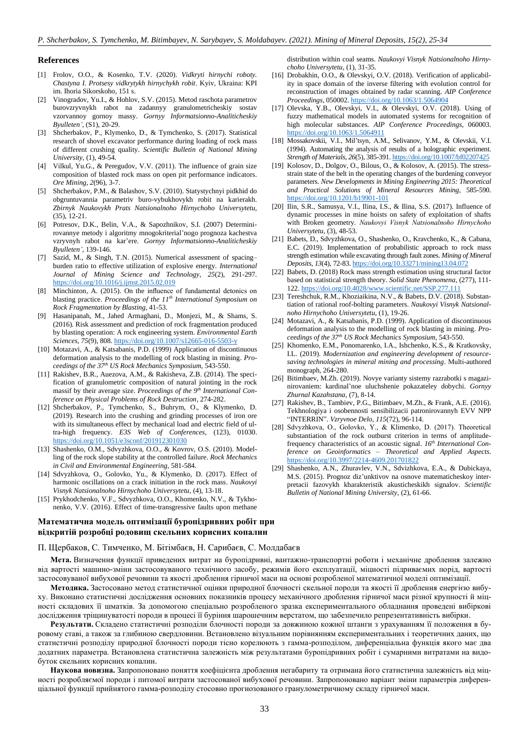## References

[1] Frolov, O.O., & Kosenko, T.V. (2020). *Vidkryti hirnychi roboty. Chastyna I. Protsesy vidkrytykh hirnychykh robit*. Kyiv, Ukraina: KPI im. Ihoria Sikorskoho, 151 s.

[2] Vinogradov, Yu.I., & Hohlov, S.V. (2015). Metod raschota parametrov burovzryvnykh rabot na zadannyy granulometricheskiy sostav vzorvannoy gornoy massy. *Gornyy Informatsionno-Analiticheskiy Byulleten'*, (S1), 20-29.

[3] Shcherbakov, P., Klymenko, D., & Tymchenko, S. (2017). Statistical research of shovel excavator performance during loading of rock mass of different crushing quality. *Scientific Bulletin of National Mining University*, (1), 49-54.

[4] Vilkul, Yu.G., & Peregudov, V.V. (2011). The influence of grain size composition of blasted rock mass on open pit performance indicators. *Ore Mining*, *2*(96), 3-7.

[5] Shcherbakov, P.M., & Balashov, S.V. (2010). Statystychnyi pidkhid do obgruntuvannia parametriv buro-vybukhovykh robit na karierakh. *Zbirnyk Naukovykh Prats Natsionalnoho Hirnychoho Universytetu*, (35), 12-21.

[6] Potresov, D.K., Belin, V.A., & Sapozhnikov, S.I. (2007) Determinirovannye metody i algoritmy mnogokriterial'nogo prognoza kachestva vzryvnyh rabot na kar'ere. *Gornyy Informatsionno-Analiticheskiy Byulleten'*, 139-146.

[7] Sazid, M., & Singh, T.N. (2015). Numerical assessment of spacing–burden ratio to effective utilization of explosive energy. *International Journal of Mining Science and Technology*, *25*(2), 291-297. https://doi.org/10.1016/j.ijmst.2015.02.019

[8] Minchinton, A. (2015). On the influence of fundamental detonics on blasting practice. *Proceedings of the 11th International Symposium on Rock Fragmentation by Blasting*, 41-53.

[9] Hasanipanah, M., Jahed Armaghani, D., Monjezi, M., & Shams, S. (2016). Risk assessment and prediction of rock fragmentation produced by blasting operation: A rock engineering system. *Environmental Earth Sciences*, *75*(9), 808. https://doi.org/10.1007/s12665-016-5503-y

[10] Motazavi, A., & Katsabanis, P.D. (1999) Application of discontinuous deformation analysis to the modelling of rock blasting in mining. *Proceedings of the 37th US Rock Mechanics Symposium*, 543-550.

[11] Rakishev, B.R., Auezova, A.M., & Rakisheva, Z.B. (2014). The specification of granulometric composition of natural jointing in the rock massif by their average size. *Proceedings of the 9th International Conference on Physical Problems of Rock Destruction*, 274-282.

[12] Shcherbakov, P., Tymchenko, S., Buhrym, O., & Klymenko, D. (2019). Research into the crushing and grinding processes of iron ore with its simultaneous effect by mechanical load and electric field of ultra-high frequency. *E3S Web of Conferences*, (123), 01030. https://doi.org/10.1051/e3sconf/201912301030

[13] Shashenko, O.M., Sdvyzhkova, O.O., & Kovrov, O.S. (2010). Modelling of the rock slope stability at the controlled failure. *Rock Mechanics in Civil and Environmental Engineering*, 581-584.

[14] Sdvyzhkova, O., Golovko, Yu., & Klymenko, D. (2017). Effect of harmonic oscillations on a crack initiation in the rock mass. *Naukovyi Visnyk Natsionalnoho Hirnychoho Universytetu*, (4), 13-18.

[15] Prykhodchenko, V.F., Sdvyzhkova, O.O., Khomenko, N.V., & Tykhonenko, V.V. (2016). Effect of time-transgressive faults upon methane distribution within coal seams. *Naukovyi Visnyk Natsionalnoho Hirnychoho Universytetu*, (1), 31-35.

[16] Drobakhin, O.O., & Olevskyi, O.V. (2018). Verification of applicability in space domain of the inverse filtering with evolution control for reconstruction of images obtained by radar scanning. *AIP Conference Proceedings*, 050002. https://doi.org/10.1063/1.5064904

[17] Olevska, Y.B., Olevskyi, V.I., & Olevskyi, O.V. (2018). Using of fuzzy mathematical models in automated systems for recognition of high molecular substances. *AIP Conference Proceedings*, 060003. https://doi.org/10.1063/1.5064911

[18] Mossakovskii, V.I., Mil'tsyn, A.M., Selivanov, Y.M., & Olevskii, V.I. (1994). Automating the analysis of results of a holographic experiment. *Strength of Materials*, *26*(5), 385-391. https://doi.org/10.1007/bf02207425

[19] Kolosov, D., Dolgov, O., Bilous, O., & Kolosov, A. (2015). The stress-strain state of the belt in the operating changes of the burdening conveyor parameters. *New Developments in Mining Engineering 2015: Theoretical and Practical Solutions of Mineral Resources Mining*, 585-590. https://doi.org/10.1201/b19901-101

[20] Ilin, S.R., Samusya, V.I., Ilina, I.S., & Ilina, S.S. (2017). Influence of dynamic processes in mine hoists on safety of exploitation of shafts with Broken geometry. *Naukovyi Visnyk Natsionalnoho Hirnychoho Universytetu*, (3), 48-53.

[21] Babets, D., Sdvyzhkova, O., Shashenko, O., Kravchenko, K., & Cabana, E.C. (2019). Implementation of probabilistic approach to rock mass strength estimation while excavating through fault zones. *Mining of Mineral Deposits*, *13*(4), 72-83. https://doi.org/10.33271/mining13.04.072

[22] Babets, D. (2018) Rock mass strength estimation using structural factor based on statistical strength theory. *Solid State Phenomena*, (277), 111-122. https://doi.org/10.4028/www.scientific.net/SSP.277.111

[23] Tereshchuk, R.M., Khoziaikina, N.V., & Babets, D.V. (2018). Substantiation of rational roof-bolting parameters. *Naukovyi Visnyk Natsionalnoho Hirnychoho Universytetu*, (1), 19-26.

[24] Motazavi, A., & Katsabanis, P.D. (1999). Application of discontinuous deformation analysis to the modelling of rock blasting in mining. *Proceedings of the 37th US Rock Mechanics Symposium*, 543-550.

[25] Khomenko, E.M., Ponomarenko, I.A., Ishchenko, K.S., & Kratkovsky, I.L. (2019). *Modernization and engineering development of resource-saving technologies in mineral mining and processing*. Multi-authored monograph, 264-280.

[26] Bitimbaev, M.Zh. (2019). Novye varianty sistemy razrabotki s magazinirovaniem: kardinal'noe uluchshenie pokazateley dobychi. *Gornyy Zhurnal Kazakhstana*, (7), 8-14.

[27] Rakishev, B., Tambiev, P.G., Bitimbaev, M.Zh., & Frank, A.E. (2016). Tekhnologiya i osobennosti sensibilizacii patronirovannyh EVV NPP "INTERRIN". *Vzryvnoe Delo*, *115*(72), 96-114.

[28] Sdvyzhkova, O., Golovko, Y., & Klimenko, D. (2017). Theoretical substantiation of the rock outburst criterion in terms of amplitude-frequency characteristics of an acoustic signal. *16th International Conference on Geoinformatics – Theoretical and Applied Aspects*. https://doi.org/10.3997/2214-4609.201701822

[29] Shashenko, A.N., Zhuravlev, V.N., Sdvizhkova, E.A., & Dubickaya, M.S. (2015). Prognoz diz'unktivov na osnove matematicheskoy interpretacii fazovykh kharakteristik akusticheskikh signalov. *Scientific Bulletin of National Mining University*, (2), 61-66.

## Математична модель оптимізації буропідривних робіт при відкритій розробці родовищ скельних корисних копалин

П. Щербаков, С. Тимченко, М. Бітімбаєв, Н. Сарибаєв, С. Молдабаєв

**Мета.** Визначення функції приведених витрат на буропідривні, вантажно-транспортні роботи і механічне дроблення залежно від вартості машино-зміни застосовуваного технічного засобу, режимів його експлуатації, міцності підриваємих порід, вартості застосовуваної вибухової речовини та якості дроблення гірничої маси на основі розробленої математичної моделі оптимізації.

**Методика.** Застосовано метод статистичної оцінки природної блочності скельної породи та якості її дроблення енергією вибуху. Виконано статистичні дослідження основних показників процесу механічного дроблення гірничої маси різної крупності й міцності складових її шматків. За допомогою спеціально розробленого зразка експериментального обладнання проведені вибіркові дослідження тріщинуватості породи в процесі її буріння шарошечним верстатом, що забезпечило репрезентативність вибірки.

**Результати.** Складено статистичні розподіли блочності породи за довжиною кожної штанги з урахуванням її положення в буровому ставі, а також за глибиною свердловини. Встановлено візуальним порівнянням експериментальних і теоретичних даних, що статистичні розподілу природної блочності породи тісно корелюють з гамма-розподілом, диференціальна функція якого має два додатних параметра. Встановлена статистична залежність між результатами буропідривних робіт і сумарними витратами на видобуток скельних корисних копалин.

**Наукова новизна.** Запропоновано поняття коефіцієнта дроблення негабариту та отримана його статистична залежність від міцності розробляємої породи і питомої витрати застосованої вибухової речовини. Запропоновано варіант зміни параметрів диференціальної функції прийнятого гамма-розподілу стосовно прогнозованого гранулометричному складу гірничої маси.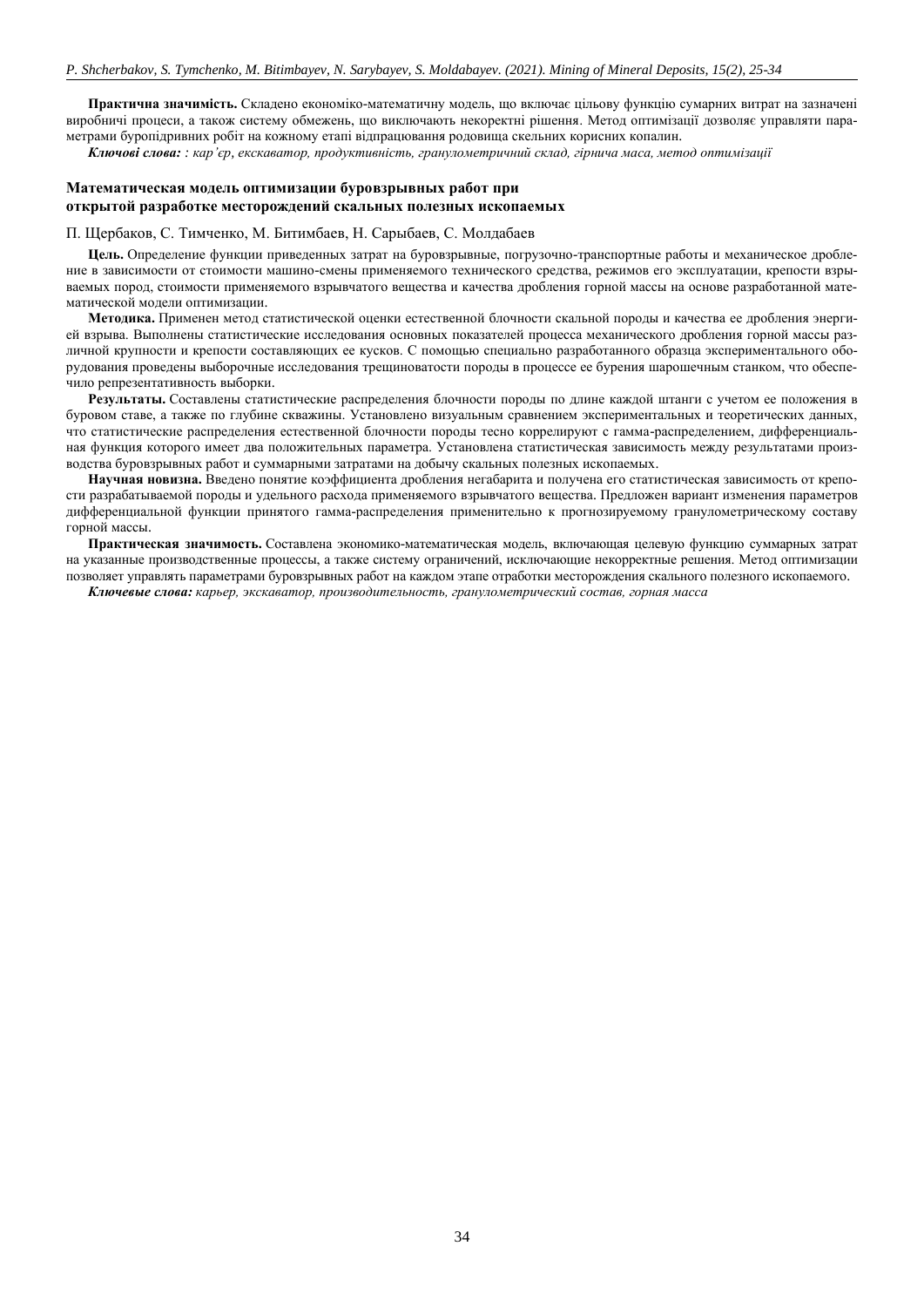**Практична значимість.** Складено економіко-математичну модель, що включає цільову функцію сумарних витрат на зазначені виробничі процеси, а також систему обмежень, що виключають некоректні рішення. Метод оптимізації дозволяє управляти параметрами буропідривних робіт на кожному етапі відпрацювання родовища скельних корисних копалин.

***Ключові слова:** : кар'єр, екскаватор, продуктивність, гранулометричний склад, гірнича маса, метод оптимізації*

## Математическая модель оптимизации буровзрывных работ при открытой разработке месторождений скальных полезных ископаемых

П. Щербаков, С. Тимченко, М. Битимбаев, Н. Сарыбаев, С. Молдабаев

**Цель.** Определение функции приведенных затрат на буровзрывные, погрузочно-транспортные работы и механическое дробление в зависимости от стоимости машино-смены применяемого технического средства, режимов его эксплуатации, крепости взрываемых пород, стоимости применяемого взрывчатого вещества и качества дробления горной массы на основе разработанной математической модели оптимизации.

**Методика.** Применен метод статистической оценки естественной блочности скальной породы и качества ее дробления энергией взрыва. Выполнены статистические исследования основных показателей процесса механического дробления горной массы различной крупности и крепости составляющих ее кусков. С помощью специально разработанного образца экспериментального оборудования проведены выборочные исследования трещиноватости породы в процессе ее бурения шарошечным станком, что обеспечило репрезентативность выборки.

**Результаты.** Составлены статистические распределения блочности породы по длине каждой штанги с учетом ее положения в буровом ставе, а также по глубине скважины. Установлено визуальным сравнением экспериментальных и теоретических данных, что статистические распределения естественной блочности породы тесно коррелируют с гамма-распределением, дифференциальная функция которого имеет два положительных параметра. Установлена статистическая зависимость между результатами производства буровзрывных работ и суммарными затратами на добычу скальных полезных ископаемых.

**Научная новизна.** Введено понятие коэффициента дробления негабарита и получена его статистическая зависимость от крепости разрабатываемой породы и удельного расхода применяемого взрывчатого вещества. Предложен вариант изменения параметров дифференциальной функции принятого гамма-распределения применительно к прогнозируемому гранулометрическому составу горной массы.

**Практическая значимость.** Составлена экономико-математическая модель, включающая целевую функцию суммарных затрат на указанные производственные процессы, а также систему ограничений, исключающие некорректные решения. Метод оптимизации позволяет управлять параметрами буровзрывных работ на каждом этапе отработки месторождения скального полезного ископаемого.

***Ключевые слова:** карьер, экскаватор, производительность, гранулометрический состав, горная масса*